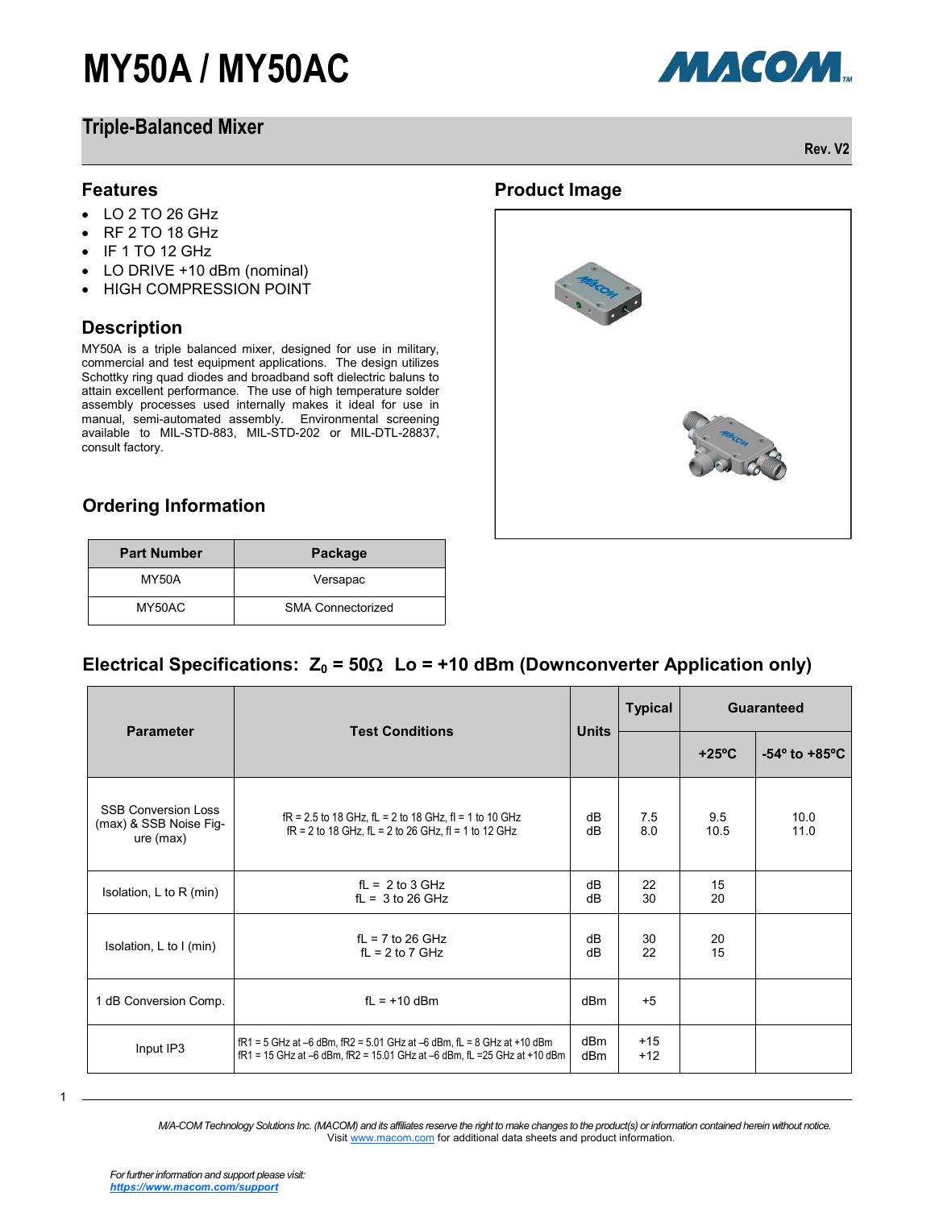# MY50A / MY50AC

## Triple-Balanced Mixer

Rev. V2

## Features

- LO 2 TO 26 GHz
- RF 2 TO 18 GHz
- IF 1 TO 12 GHz
- LO DRIVE +10 dBm (nominal)
- HIGH COMPRESSION POINT

## Description

MY50A is a triple balanced mixer, designed for use in military, commercial and test equipment applications. The design utilizes Schottky ring quad diodes and broadband soft dielectric baluns to attain excellent performance. The use of high temperature solder assembly processes used internally makes it ideal for use in manual, semi-automated assembly. Environmental screening available to MIL-STD-883, MIL-STD-202 or MIL-DTL-28837, consult factory.

## Product Image

## Ordering Information

| Part Number | Package |
|---|---|
| MY50A | Versapac |
| MY50AC | SMA Connectorized |

## Electrical Specifications: $Z_0 = 50\Omega$ Lo = +10 dBm (Downconverter Application only)

| Parameter | Test Conditions | Units | Typical | Guaranteed | |
|---|---|---|---|---|---|
| | | | | +25ºC | -54º to +85ºC |
| SSB Conversion Loss (max) & SSB Noise Figure (max) | fR = 2.5 to 18 GHz, fL = 2 to 18 GHz, fI = 1 to 10 GHz<br>fR = 2 to 18 GHz, fL = 2 to 26 GHz, fI = 1 to 12 GHz | dB<br>dB | 7.5<br>8.0 | 9.5<br>10.5 | 10.0<br>11.0 |
| Isolation, L to R (min) | fL = 2 to 3 GHz<br>fL = 3 to 26 GHz | dB<br>dB | 22<br>30 | 15<br>20 | |
| Isolation, L to I (min) | fL = 7 to 26 GHz<br>fL = 2 to 7 GHz | dB<br>dB | 30<br>22 | 20<br>15 | |
| 1 dB Conversion Comp. | fL = +10 dBm | dBm | +5 | | |
| Input IP3 | fR1 = 5 GHz at –6 dBm, fR2 = 5.01 GHz at –6 dBm, fL = 8 GHz at +10 dBm<br>fR1 = 15 GHz at –6 dBm, fR2 = 15.01 GHz at –6 dBm, fL =25 GHz at +10 dBm | dBm<br>dBm | +15<br>+12 | | |

*M/A-COM Technology Solutions Inc. (MACOM) and its affiliates reserve the right to make changes to the product(s) or information contained herein without notice.*
Visit www.macom.com for additional data sheets and product information.

*For further information and support please visit:*
*https://www.macom.com/support*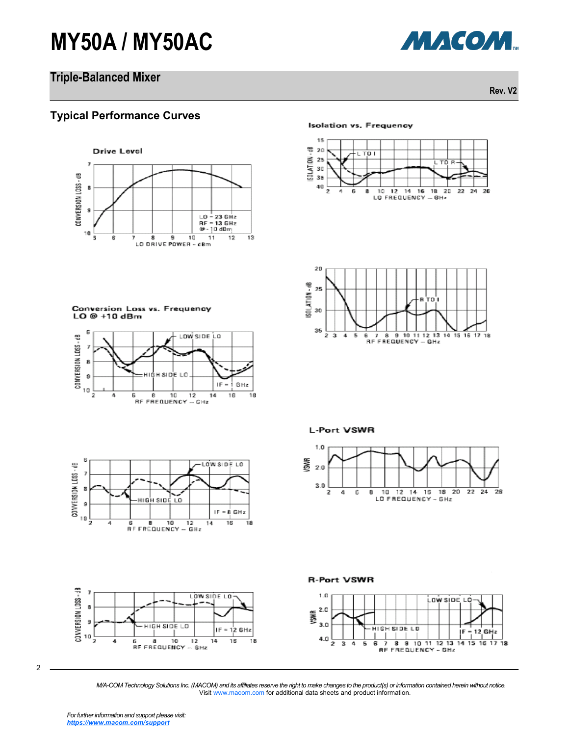## Triple-Balanced Mixer

### Typical Performance Curves

**Drive Level**

**Isolation vs. Frequency**

**Conversion Loss vs. Frequency**
**LO @ +10 dBm**

**L-Port VSWR**

**R-Port VSWR**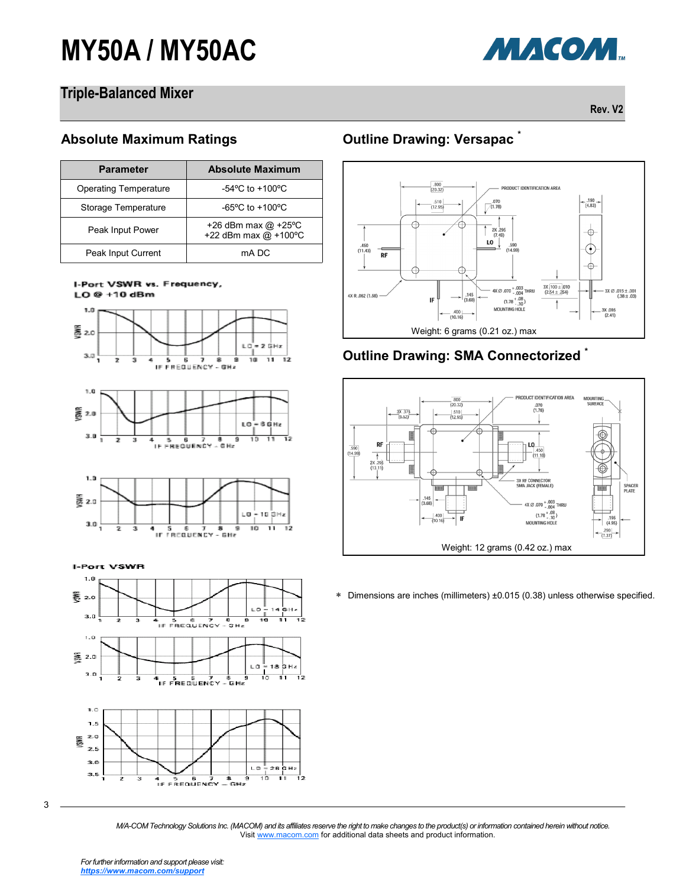# MY50A / MY50AC

## Triple-Balanced Mixer

Rev. V2

## Absolute Maximum Ratings

| Parameter | Absolute Maximum |
|---|---|
| Operating Temperature | -54ºC to +100ºC |
| Storage Temperature | -65ºC to +100ºC |
| Peak Input Power | +26 dBm max @ +25ºC<br>+22 dBm max @ +100ºC |
| Peak Input Current | mA DC |

I-Port VSWR vs. Frequency, LO @ +10 dBm

I-Port VSWR

## Outline Drawing: Versapac *

Weight: 6 grams (0.21 oz.) max

## Outline Drawing: SMA Connectorized *

Weight: 12 grams (0.42 oz.) max

\* Dimensions are inches (millimeters) ±0.015 (0.38) unless otherwise specified.

*M/A-COM Technology Solutions Inc. (MACOM) and its affiliates reserve the right to make changes to the product(s) or information contained herein without notice.*
Visit www.macom.com for additional data sheets and product information.

*For further information and support please visit:*
*https://www.macom.com/support*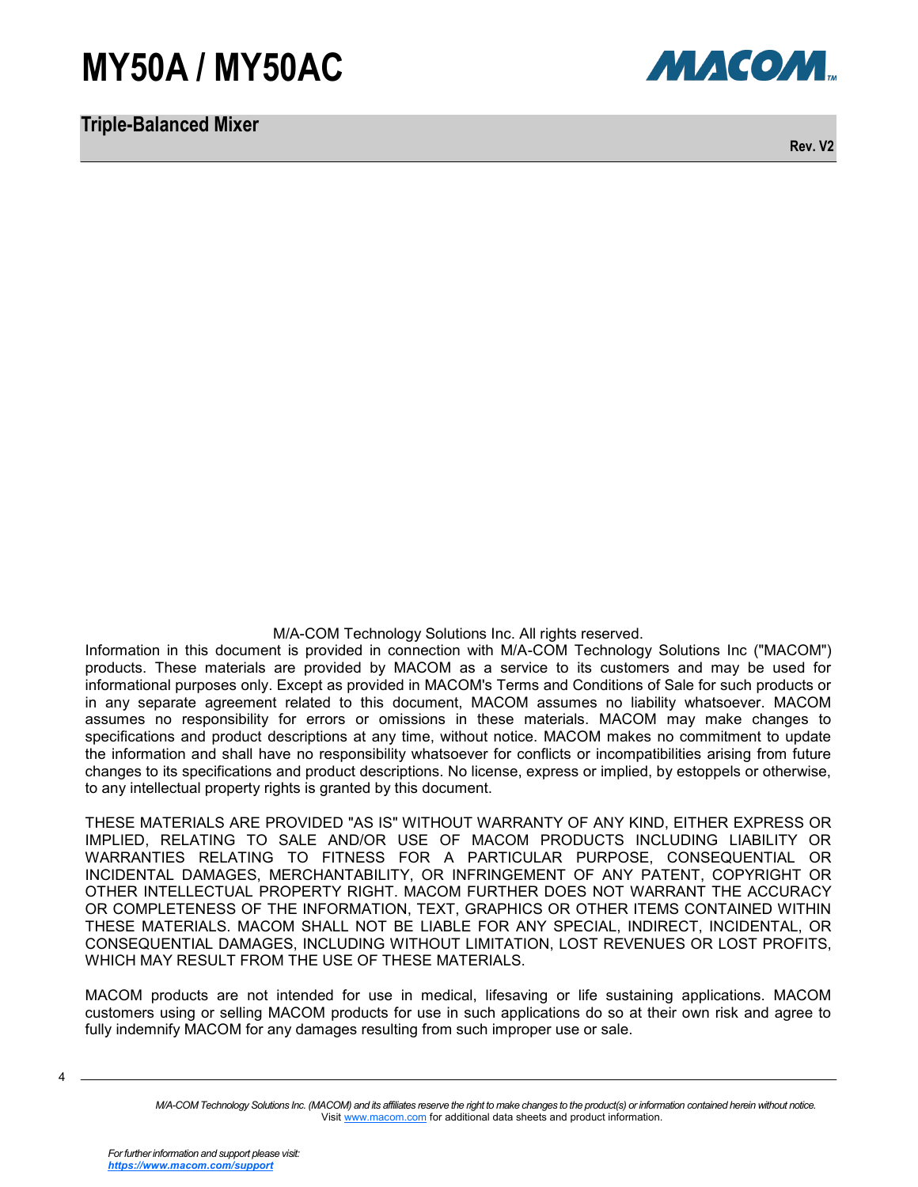M/A-COM Technology Solutions Inc. All rights reserved.

Information in this document is provided in connection with M/A-COM Technology Solutions Inc ("MACOM") products. These materials are provided by MACOM as a service to its customers and may be used for informational purposes only. Except as provided in MACOM's Terms and Conditions of Sale for such products or in any separate agreement related to this document, MACOM assumes no liability whatsoever. MACOM assumes no responsibility for errors or omissions in these materials. MACOM may make changes to specifications and product descriptions at any time, without notice. MACOM makes no commitment to update the information and shall have no responsibility whatsoever for conflicts or incompatibilities arising from future changes to its specifications and product descriptions. No license, express or implied, by estoppels or otherwise, to any intellectual property rights is granted by this document.

THESE MATERIALS ARE PROVIDED "AS IS" WITHOUT WARRANTY OF ANY KIND, EITHER EXPRESS OR IMPLIED, RELATING TO SALE AND/OR USE OF MACOM PRODUCTS INCLUDING LIABILITY OR WARRANTIES RELATING TO FITNESS FOR A PARTICULAR PURPOSE, CONSEQUENTIAL OR INCIDENTAL DAMAGES, MERCHANTABILITY, OR INFRINGEMENT OF ANY PATENT, COPYRIGHT OR OTHER INTELLECTUAL PROPERTY RIGHT. MACOM FURTHER DOES NOT WARRANT THE ACCURACY OR COMPLETENESS OF THE INFORMATION, TEXT, GRAPHICS OR OTHER ITEMS CONTAINED WITHIN THESE MATERIALS. MACOM SHALL NOT BE LIABLE FOR ANY SPECIAL, INDIRECT, INCIDENTAL, OR CONSEQUENTIAL DAMAGES, INCLUDING WITHOUT LIMITATION, LOST REVENUES OR LOST PROFITS, WHICH MAY RESULT FROM THE USE OF THESE MATERIALS.

MACOM products are not intended for use in medical, lifesaving or life sustaining applications. MACOM customers using or selling MACOM products for use in such applications do so at their own risk and agree to fully indemnify MACOM for any damages resulting from such improper use or sale.